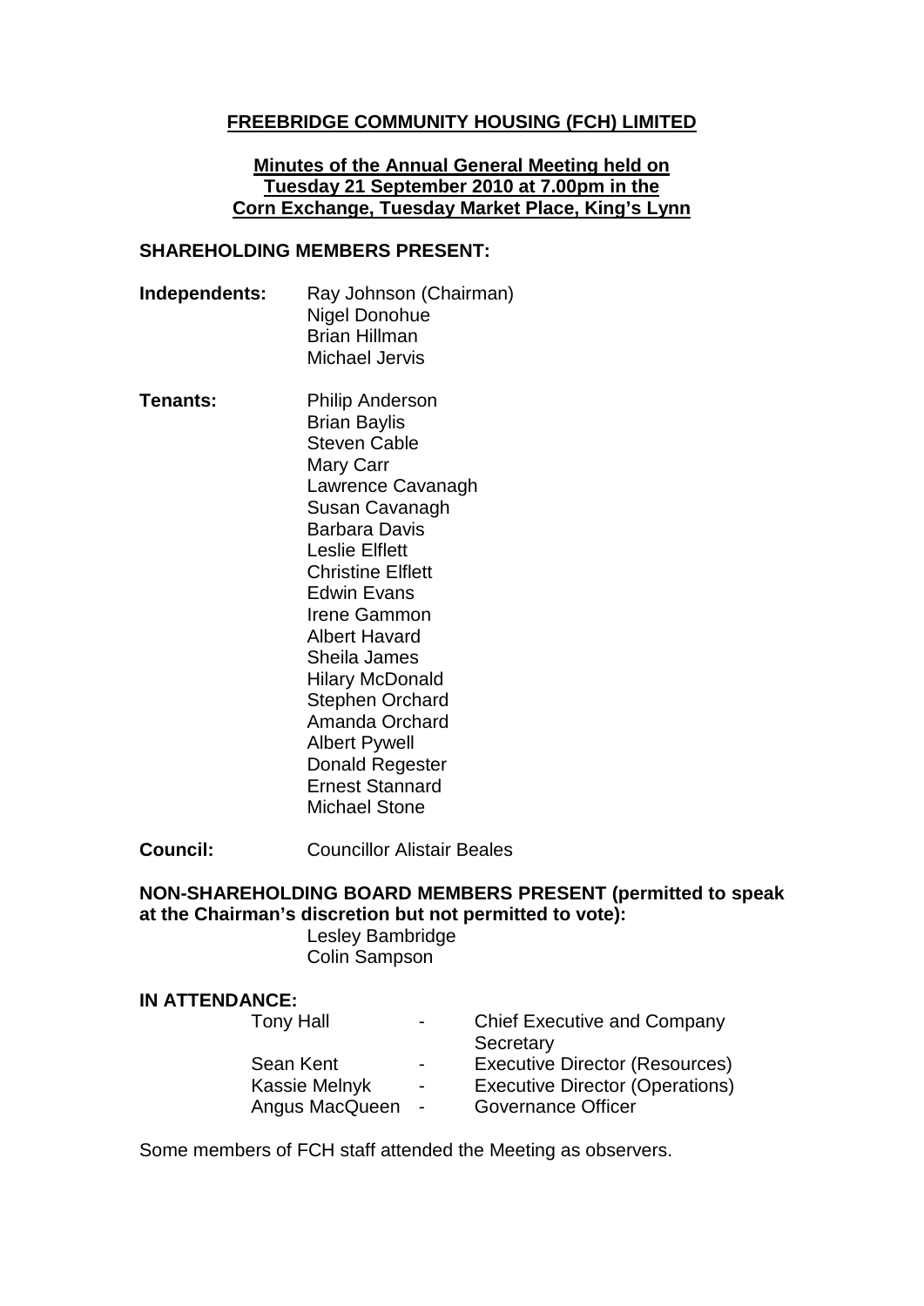# FREEBRIDGE COMMUNITY HOUSING (FCH) LIMITED

**Minutes of the Annual General Meeting held on Tuesday 21 September 2010 at 7.00pm in the Corn Exchange, Tuesday Market Place, King's Lynn**

## SHAREHOLDING MEMBERS PRESENT:

**Independents:**
Ray Johnson (Chairman)
Nigel Donohue
Brian Hillman
Michael Jervis

**Tenants:**
Philip Anderson
Brian Baylis
Steven Cable
Mary Carr
Lawrence Cavanagh
Susan Cavanagh
Barbara Davis
Leslie Elflett
Christine Elflett
Edwin Evans
Irene Gammon
Albert Havard
Sheila James
Hilary McDonald
Stephen Orchard
Amanda Orchard
Albert Pywell
Donald Regester
Ernest Stannard
Michael Stone

**Council:**
Councillor Alistair Beales

## NON-SHAREHOLDING BOARD MEMBERS PRESENT (permitted to speak at the Chairman's discretion but not permitted to vote):

Lesley Bambridge
Colin Sampson

## IN ATTENDANCE:

| | | |
|---|---|---|
| Tony Hall | - | Chief Executive and Company Secretary |
| Sean Kent | - | Executive Director (Resources) |
| Kassie Melnyk | - | Executive Director (Operations) |
| Angus MacQueen | - | Governance Officer |

Some members of FCH staff attended the Meeting as observers.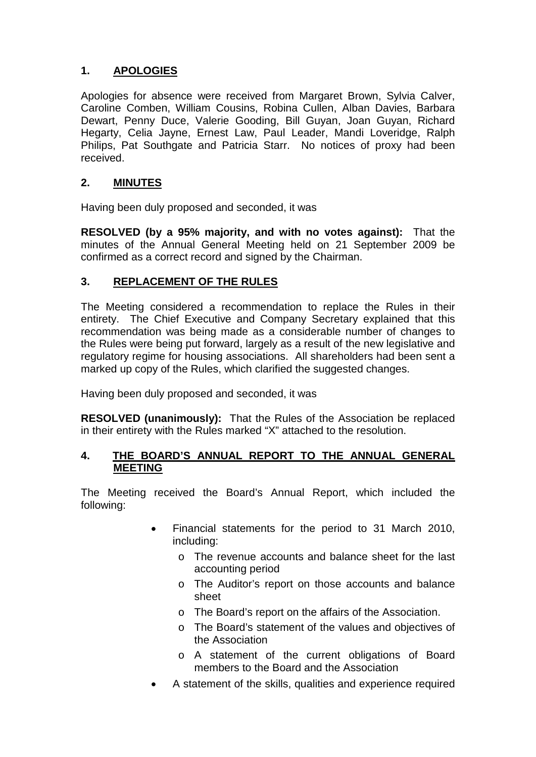## 1. APOLOGIES

Apologies for absence were received from Margaret Brown, Sylvia Calver, Caroline Comben, William Cousins, Robina Cullen, Alban Davies, Barbara Dewart, Penny Duce, Valerie Gooding, Bill Guyan, Joan Guyan, Richard Hegarty, Celia Jayne, Ernest Law, Paul Leader, Mandi Loveridge, Ralph Philips, Pat Southgate and Patricia Starr. No notices of proxy had been received.

## 2. MINUTES

Having been duly proposed and seconded, it was

**RESOLVED (by a 95% majority, and with no votes against):** That the minutes of the Annual General Meeting held on 21 September 2009 be confirmed as a correct record and signed by the Chairman.

## 3. REPLACEMENT OF THE RULES

The Meeting considered a recommendation to replace the Rules in their entirety. The Chief Executive and Company Secretary explained that this recommendation was being made as a considerable number of changes to the Rules were being put forward, largely as a result of the new legislative and regulatory regime for housing associations. All shareholders had been sent a marked up copy of the Rules, which clarified the suggested changes.

Having been duly proposed and seconded, it was

**RESOLVED (unanimously):** That the Rules of the Association be replaced in their entirety with the Rules marked "X" attached to the resolution.

## 4. THE BOARD'S ANNUAL REPORT TO THE ANNUAL GENERAL MEETING

The Meeting received the Board's Annual Report, which included the following:

- Financial statements for the period to 31 March 2010, including:
  - The revenue accounts and balance sheet for the last accounting period
  - The Auditor's report on those accounts and balance sheet
  - The Board's report on the affairs of the Association.
  - The Board's statement of the values and objectives of the Association
  - A statement of the current obligations of Board members to the Board and the Association
- A statement of the skills, qualities and experience required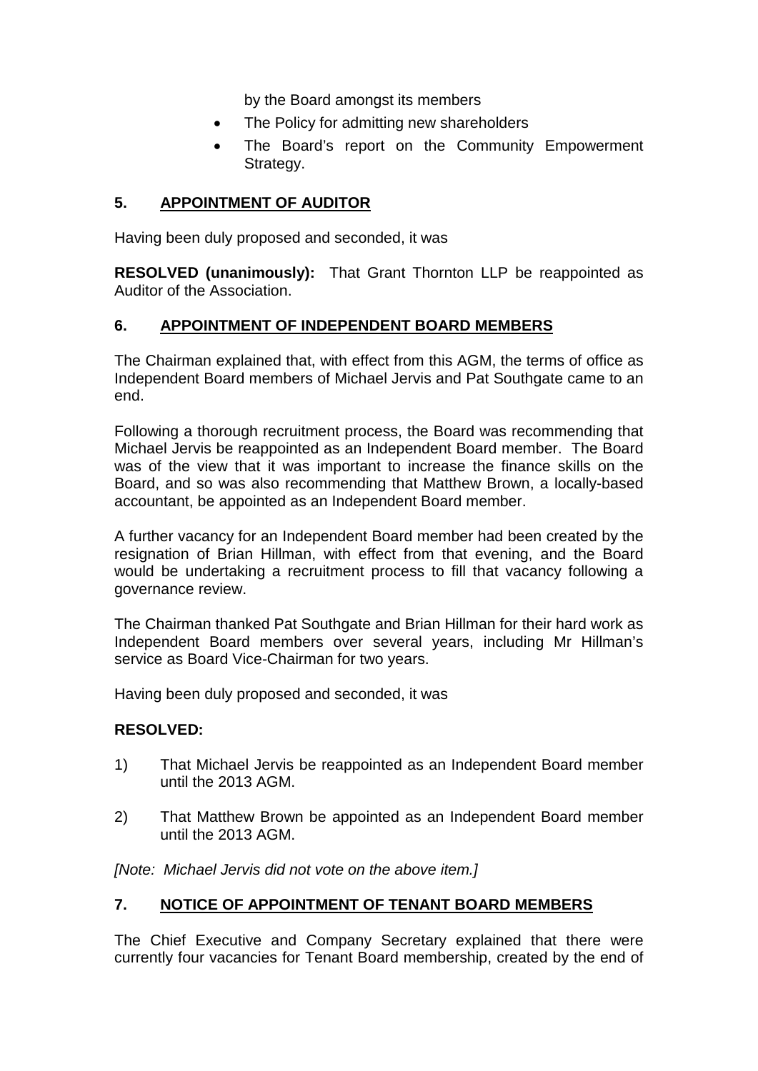by the Board amongst its members

- The Policy for admitting new shareholders
- The Board's report on the Community Empowerment Strategy.

## 5. APPOINTMENT OF AUDITOR

Having been duly proposed and seconded, it was

**RESOLVED (unanimously):** That Grant Thornton LLP be reappointed as Auditor of the Association.

## 6. APPOINTMENT OF INDEPENDENT BOARD MEMBERS

The Chairman explained that, with effect from this AGM, the terms of office as Independent Board members of Michael Jervis and Pat Southgate came to an end.

Following a thorough recruitment process, the Board was recommending that Michael Jervis be reappointed as an Independent Board member. The Board was of the view that it was important to increase the finance skills on the Board, and so was also recommending that Matthew Brown, a locally-based accountant, be appointed as an Independent Board member.

A further vacancy for an Independent Board member had been created by the resignation of Brian Hillman, with effect from that evening, and the Board would be undertaking a recruitment process to fill that vacancy following a governance review.

The Chairman thanked Pat Southgate and Brian Hillman for their hard work as Independent Board members over several years, including Mr Hillman's service as Board Vice-Chairman for two years.

Having been duly proposed and seconded, it was

**RESOLVED:**

1) That Michael Jervis be reappointed as an Independent Board member until the 2013 AGM.

2) That Matthew Brown be appointed as an Independent Board member until the 2013 AGM.

*[Note: Michael Jervis did not vote on the above item.]*

## 7. NOTICE OF APPOINTMENT OF TENANT BOARD MEMBERS

The Chief Executive and Company Secretary explained that there were currently four vacancies for Tenant Board membership, created by the end of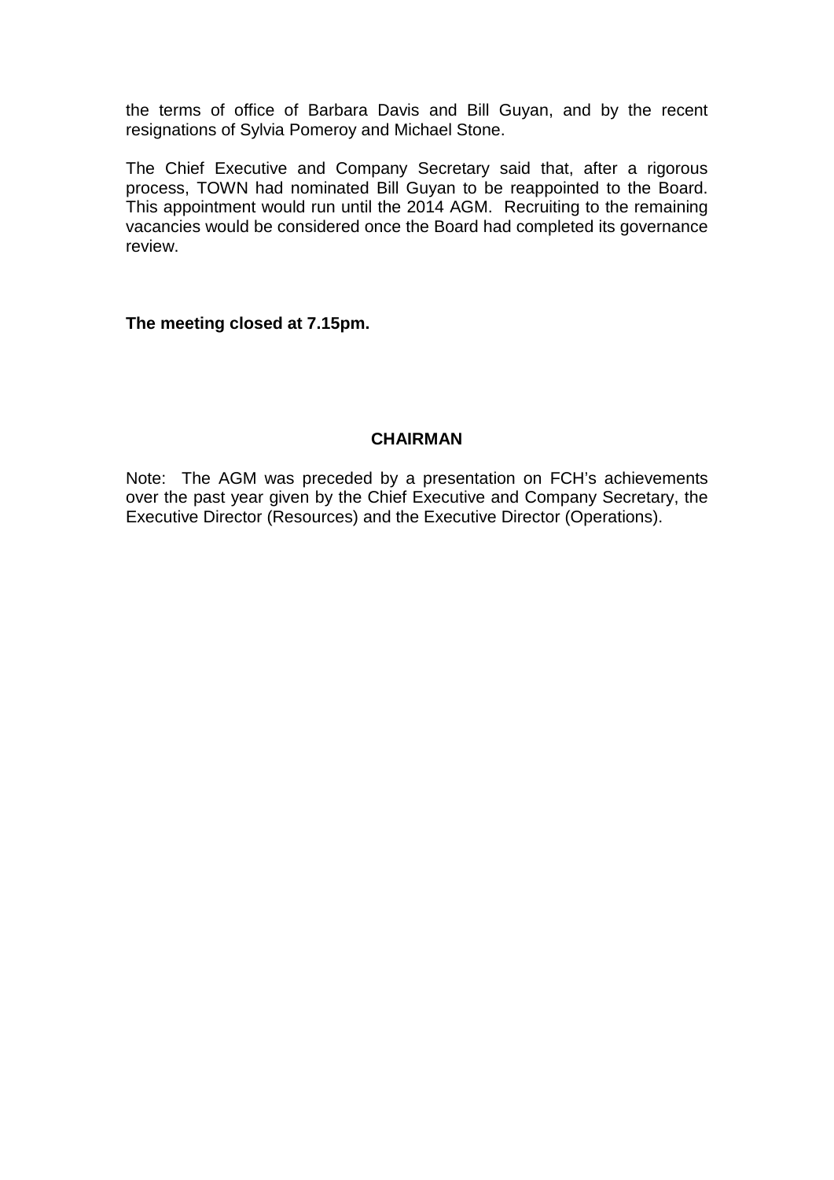the terms of office of Barbara Davis and Bill Guyan, and by the recent resignations of Sylvia Pomeroy and Michael Stone.

The Chief Executive and Company Secretary said that, after a rigorous process, TOWN had nominated Bill Guyan to be reappointed to the Board. This appointment would run until the 2014 AGM. Recruiting to the remaining vacancies would be considered once the Board had completed its governance review.

**The meeting closed at 7.15pm.**

**CHAIRMAN**

Note: The AGM was preceded by a presentation on FCH's achievements over the past year given by the Chief Executive and Company Secretary, the Executive Director (Resources) and the Executive Director (Operations).